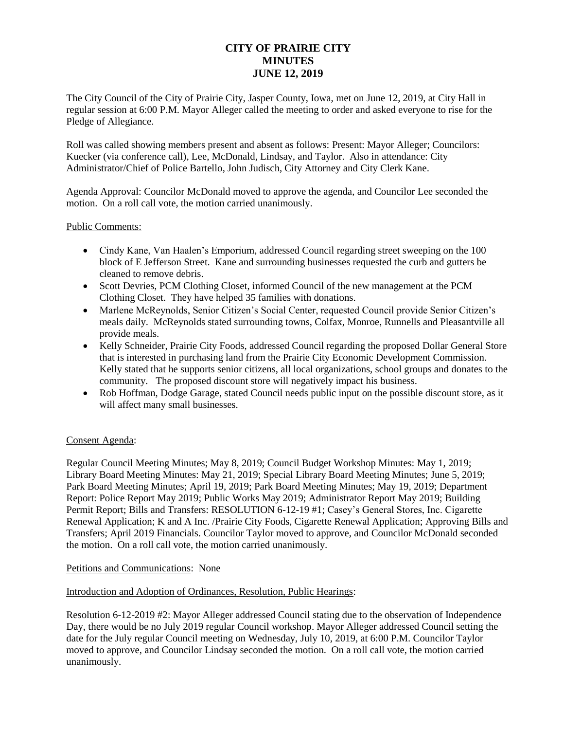# CITY OF PRAIRIE CITY
# MINUTES
# JUNE 12, 2019

The City Council of the City of Prairie City, Jasper County, Iowa, met on June 12, 2019, at City Hall in regular session at 6:00 P.M. Mayor Alleger called the meeting to order and asked everyone to rise for the Pledge of Allegiance.

Roll was called showing members present and absent as follows: Present: Mayor Alleger; Councilors: Kuecker (via conference call), Lee, McDonald, Lindsay, and Taylor. Also in attendance: City Administrator/Chief of Police Bartello, John Judisch, City Attorney and City Clerk Kane.

Agenda Approval: Councilor McDonald moved to approve the agenda, and Councilor Lee seconded the motion. On a roll call vote, the motion carried unanimously.

Public Comments:

- Cindy Kane, Van Haalen's Emporium, addressed Council regarding street sweeping on the 100 block of E Jefferson Street. Kane and surrounding businesses requested the curb and gutters be cleaned to remove debris.
- Scott Devries, PCM Clothing Closet, informed Council of the new management at the PCM Clothing Closet. They have helped 35 families with donations.
- Marlene McReynolds, Senior Citizen's Social Center, requested Council provide Senior Citizen's meals daily. McReynolds stated surrounding towns, Colfax, Monroe, Runnells and Pleasantville all provide meals.
- Kelly Schneider, Prairie City Foods, addressed Council regarding the proposed Dollar General Store that is interested in purchasing land from the Prairie City Economic Development Commission. Kelly stated that he supports senior citizens, all local organizations, school groups and donates to the community. The proposed discount store will negatively impact his business.
- Rob Hoffman, Dodge Garage, stated Council needs public input on the possible discount store, as it will affect many small businesses.

Consent Agenda:

Regular Council Meeting Minutes; May 8, 2019; Council Budget Workshop Minutes: May 1, 2019; Library Board Meeting Minutes: May 21, 2019; Special Library Board Meeting Minutes; June 5, 2019; Park Board Meeting Minutes; April 19, 2019; Park Board Meeting Minutes; May 19, 2019; Department Report: Police Report May 2019; Public Works May 2019; Administrator Report May 2019; Building Permit Report; Bills and Transfers: RESOLUTION 6-12-19 #1; Casey's General Stores, Inc. Cigarette Renewal Application; K and A Inc. /Prairie City Foods, Cigarette Renewal Application; Approving Bills and Transfers; April 2019 Financials. Councilor Taylor moved to approve, and Councilor McDonald seconded the motion. On a roll call vote, the motion carried unanimously.

Petitions and Communications: None

Introduction and Adoption of Ordinances, Resolution, Public Hearings:

Resolution 6-12-2019 #2: Mayor Alleger addressed Council stating due to the observation of Independence Day, there would be no July 2019 regular Council workshop. Mayor Alleger addressed Council setting the date for the July regular Council meeting on Wednesday, July 10, 2019, at 6:00 P.M. Councilor Taylor moved to approve, and Councilor Lindsay seconded the motion. On a roll call vote, the motion carried unanimously.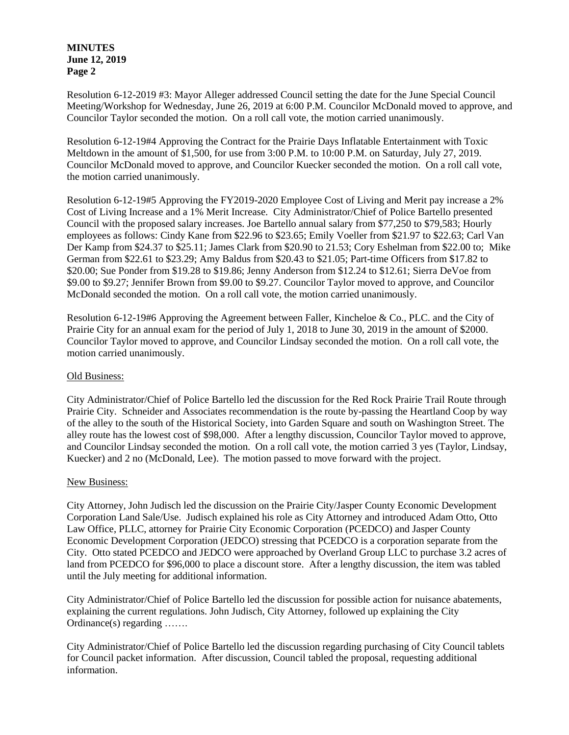Resolution 6-12-2019 #3: Mayor Alleger addressed Council setting the date for the June Special Council Meeting/Workshop for Wednesday, June 26, 2019 at 6:00 P.M. Councilor McDonald moved to approve, and Councilor Taylor seconded the motion. On a roll call vote, the motion carried unanimously.

Resolution 6-12-19#4 Approving the Contract for the Prairie Days Inflatable Entertainment with Toxic Meltdown in the amount of $1,500, for use from 3:00 P.M. to 10:00 P.M. on Saturday, July 27, 2019. Councilor McDonald moved to approve, and Councilor Kuecker seconded the motion. On a roll call vote, the motion carried unanimously.

Resolution 6-12-19#5 Approving the FY2019-2020 Employee Cost of Living and Merit pay increase a 2% Cost of Living Increase and a 1% Merit Increase. City Administrator/Chief of Police Bartello presented Council with the proposed salary increases. Joe Bartello annual salary from $77,250 to $79,583; Hourly employees as follows: Cindy Kane from $22.96 to $23.65; Emily Voeller from $21.97 to $22.63; Carl Van Der Kamp from $24.37 to $25.11; James Clark from $20.90 to 21.53; Cory Eshelman from $22.00 to; Mike German from $22.61 to $23.29; Amy Baldus from $20.43 to $21.05; Part-time Officers from $17.82 to $20.00; Sue Ponder from $19.28 to $19.86; Jenny Anderson from $12.24 to $12.61; Sierra DeVoe from $9.00 to $9.27; Jennifer Brown from $9.00 to $9.27. Councilor Taylor moved to approve, and Councilor McDonald seconded the motion. On a roll call vote, the motion carried unanimously.

Resolution 6-12-19#6 Approving the Agreement between Faller, Kincheloe & Co., PLC. and the City of Prairie City for an annual exam for the period of July 1, 2018 to June 30, 2019 in the amount of $2000. Councilor Taylor moved to approve, and Councilor Lindsay seconded the motion. On a roll call vote, the motion carried unanimously.

Old Business:

City Administrator/Chief of Police Bartello led the discussion for the Red Rock Prairie Trail Route through Prairie City. Schneider and Associates recommendation is the route by-passing the Heartland Coop by way of the alley to the south of the Historical Society, into Garden Square and south on Washington Street. The alley route has the lowest cost of $98,000. After a lengthy discussion, Councilor Taylor moved to approve, and Councilor Lindsay seconded the motion. On a roll call vote, the motion carried 3 yes (Taylor, Lindsay, Kuecker) and 2 no (McDonald, Lee). The motion passed to move forward with the project.

New Business:

City Attorney, John Judisch led the discussion on the Prairie City/Jasper County Economic Development Corporation Land Sale/Use. Judisch explained his role as City Attorney and introduced Adam Otto, Otto Law Office, PLLC, attorney for Prairie City Economic Corporation (PCEDCO) and Jasper County Economic Development Corporation (JEDCO) stressing that PCEDCO is a corporation separate from the City. Otto stated PCEDCO and JEDCO were approached by Overland Group LLC to purchase 3.2 acres of land from PCEDCO for $96,000 to place a discount store. After a lengthy discussion, the item was tabled until the July meeting for additional information.

City Administrator/Chief of Police Bartello led the discussion for possible action for nuisance abatements, explaining the current regulations. John Judisch, City Attorney, followed up explaining the City Ordinance(s) regarding …….

City Administrator/Chief of Police Bartello led the discussion regarding purchasing of City Council tablets for Council packet information. After discussion, Council tabled the proposal, requesting additional information.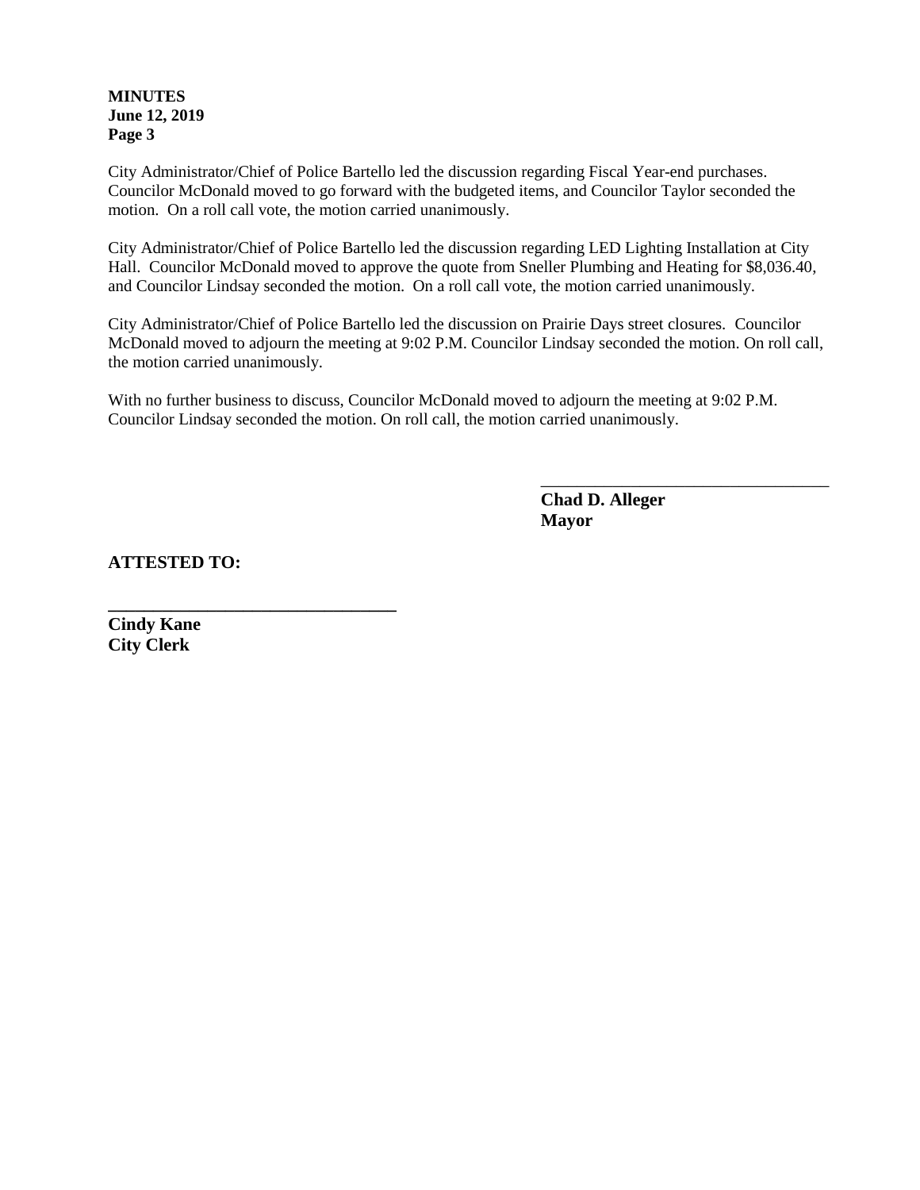City Administrator/Chief of Police Bartello led the discussion regarding Fiscal Year-end purchases. Councilor McDonald moved to go forward with the budgeted items, and Councilor Taylor seconded the motion. On a roll call vote, the motion carried unanimously.

City Administrator/Chief of Police Bartello led the discussion regarding LED Lighting Installation at City Hall. Councilor McDonald moved to approve the quote from Sneller Plumbing and Heating for $8,036.40, and Councilor Lindsay seconded the motion. On a roll call vote, the motion carried unanimously.

City Administrator/Chief of Police Bartello led the discussion on Prairie Days street closures. Councilor McDonald moved to adjourn the meeting at 9:02 P.M. Councilor Lindsay seconded the motion. On roll call, the motion carried unanimously.

With no further business to discuss, Councilor McDonald moved to adjourn the meeting at 9:02 P.M. Councilor Lindsay seconded the motion. On roll call, the motion carried unanimously.

\_\_\_\_\_\_\_\_\_\_\_\_\_\_\_\_\_\_\_\_\_\_\_\_\_\_\_\_\_\_\_\_\_\_

**Chad D. Alleger**
**Mayor**

**ATTESTED TO:**

\_\_\_\_\_\_\_\_\_\_\_\_\_\_\_\_\_\_\_\_\_\_\_\_\_\_\_\_\_\_\_\_\_\_

**Cindy Kane**
**City Clerk**